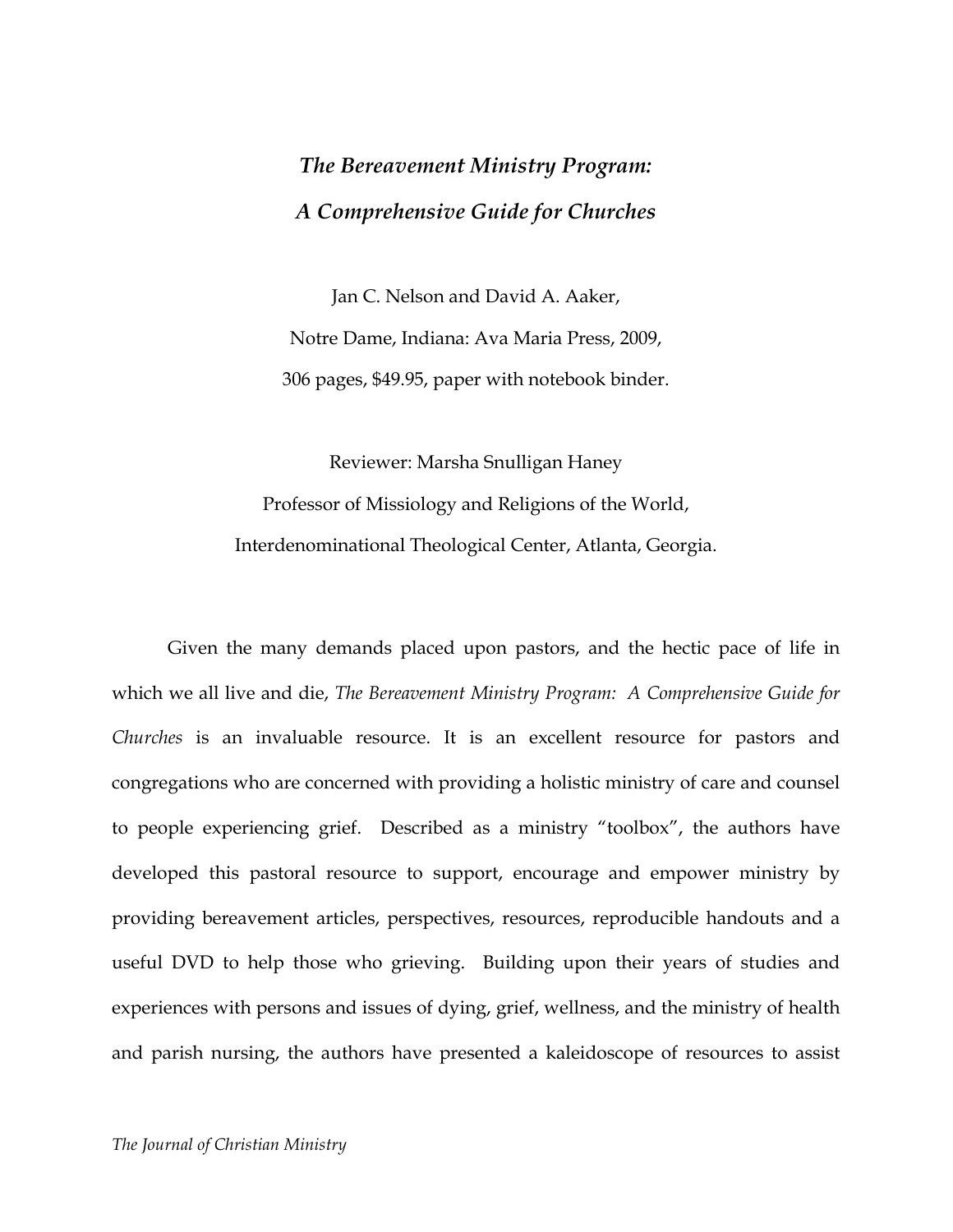# *The Bereavement Ministry Program: A Comprehensive Guide for Churches*

Jan C. Nelson and David A. Aaker,

Notre Dame, Indiana: Ava Maria Press, 2009,

306 pages, $49.95, paper with notebook binder.

Reviewer: Marsha Snulligan Haney

Professor of Missiology and Religions of the World,

Interdenominational Theological Center, Atlanta, Georgia.

Given the many demands placed upon pastors, and the hectic pace of life in which we all live and die, *The Bereavement Ministry Program: A Comprehensive Guide for Churches* is an invaluable resource. It is an excellent resource for pastors and congregations who are concerned with providing a holistic ministry of care and counsel to people experiencing grief. Described as a ministry "toolbox", the authors have developed this pastoral resource to support, encourage and empower ministry by providing bereavement articles, perspectives, resources, reproducible handouts and a useful DVD to help those who grieving. Building upon their years of studies and experiences with persons and issues of dying, grief, wellness, and the ministry of health and parish nursing, the authors have presented a kaleidoscope of resources to assist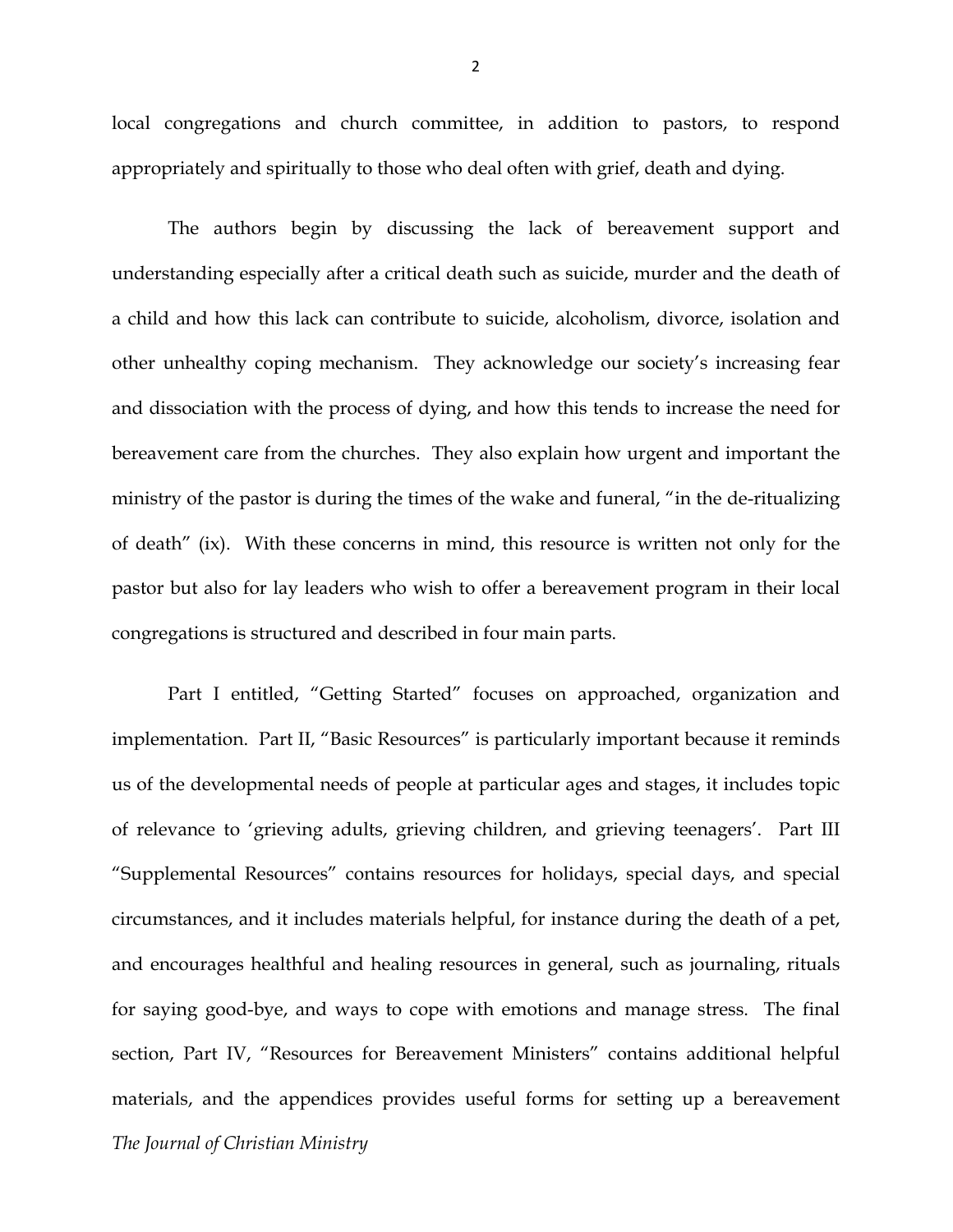local congregations and church committee, in addition to pastors, to respond appropriately and spiritually to those who deal often with grief, death and dying.

The authors begin by discussing the lack of bereavement support and understanding especially after a critical death such as suicide, murder and the death of a child and how this lack can contribute to suicide, alcoholism, divorce, isolation and other unhealthy coping mechanism. They acknowledge our society's increasing fear and dissociation with the process of dying, and how this tends to increase the need for bereavement care from the churches. They also explain how urgent and important the ministry of the pastor is during the times of the wake and funeral, "in the de-ritualizing of death" (ix). With these concerns in mind, this resource is written not only for the pastor but also for lay leaders who wish to offer a bereavement program in their local congregations is structured and described in four main parts.

Part I entitled, "Getting Started" focuses on approached, organization and implementation. Part II, "Basic Resources" is particularly important because it reminds us of the developmental needs of people at particular ages and stages, it includes topic of relevance to 'grieving adults, grieving children, and grieving teenagers'. Part III "Supplemental Resources" contains resources for holidays, special days, and special circumstances, and it includes materials helpful, for instance during the death of a pet, and encourages healthful and healing resources in general, such as journaling, rituals for saying good-bye, and ways to cope with emotions and manage stress. The final section, Part IV, "Resources for Bereavement Ministers" contains additional helpful materials, and the appendices provides useful forms for setting up a bereavement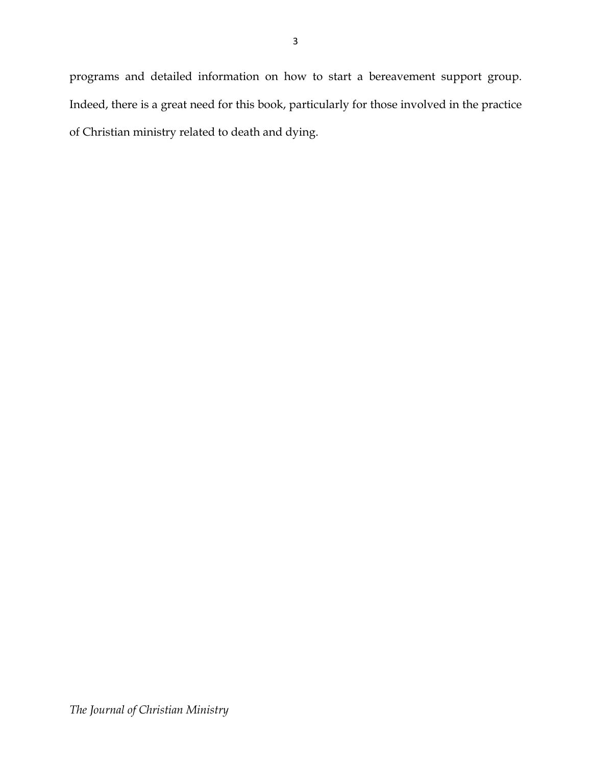programs and detailed information on how to start a bereavement support group. Indeed, there is a great need for this book, particularly for those involved in the practice of Christian ministry related to death and dying.